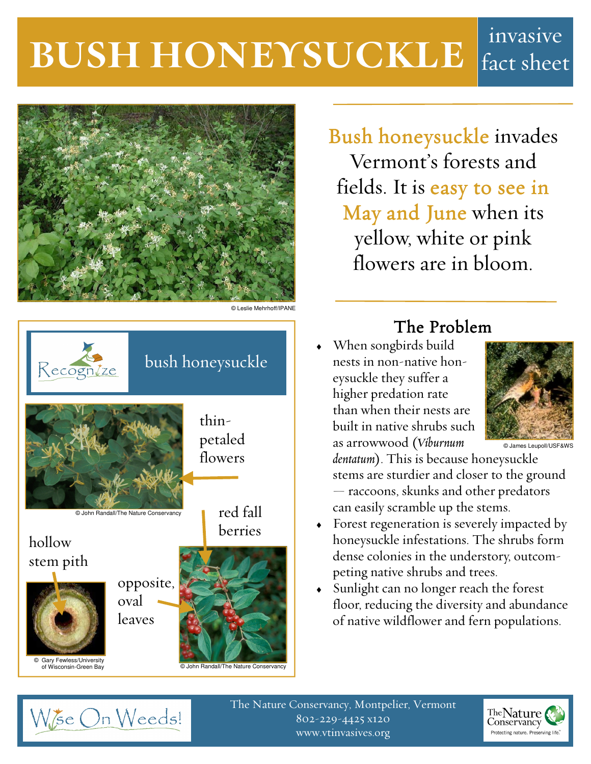# BUSH HONEYSUCKLE

invasive fact sheet

© Leslie Mehrhoff/IPANE

Bush honeysuckle invades Vermont's forests and fields. It is easy to see in May and June when its yellow, white or pink flowers are in bloom.

## Recognize bush honeysuckle

- thin-petaled flowers
- red fall berries
- hollow stem pith
- opposite, oval leaves

© John Randall/The Nature Conservancy

© Gary Fewless/University of Wisconsin-Green Bay

© John Randall/The Nature Conservancy

## The Problem

- When songbirds build nests in non-native honeysuckle they suffer a higher predation rate than when their nests are built in native shrubs such as arrowwood (*Viburnum dentatum*). This is because honeysuckle stems are sturdier and closer to the ground — raccoons, skunks and other predators can easily scramble up the stems.
- Forest regeneration is severely impacted by honeysuckle infestations. The shrubs form dense colonies in the understory, outcompeting native shrubs and trees.
- Sunlight can no longer reach the forest floor, reducing the diversity and abundance of native wildflower and fern populations.

© James Leupoll/USF&WS

Wise On Weeds!

The Nature Conservancy, Montpelier, Vermont
802-229-4425 x120
www.vtinvasives.org

The Nature Conservancy — Protecting nature. Preserving life.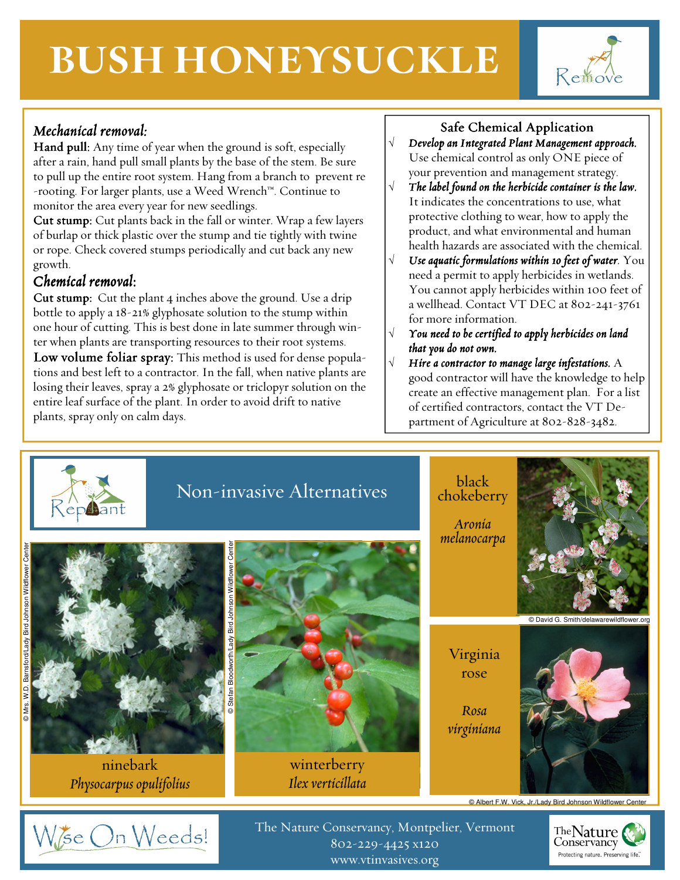# BUSH HONEYSUCKLE

Remove

### *Mechanical removal:*

**Hand pull:** Any time of year when the ground is soft, especially after a rain, hand pull small plants by the base of the stem. Be sure to pull up the entire root system. Hang from a branch to prevent re-rooting. For larger plants, use a Weed Wrench™. Continue to monitor the area every year for new seedlings.

**Cut stump:** Cut plants back in the fall or winter. Wrap a few layers of burlap or thick plastic over the stump and tie tightly with twine or rope. Check covered stumps periodically and cut back any new growth.

### *Chemical removal:*

**Cut stump:** Cut the plant 4 inches above the ground. Use a drip bottle to apply a 18-21% glyphosate solution to the stump within one hour of cutting. This is best done in late summer through winter when plants are transporting resources to their root systems.

**Low volume foliar spray:** This method is used for dense populations and best left to a contractor. In the fall, when native plants are losing their leaves, spray a 2% glyphosate or triclopyr solution on the entire leaf surface of the plant. In order to avoid drift to native plants, spray only on calm days.

### Safe Chemical Application

- √ ***Develop an Integrated Plant Management approach.*** Use chemical control as only ONE piece of your prevention and management strategy.
- √ ***The label found on the herbicide container is the law.*** It indicates the concentrations to use, what protective clothing to wear, how to apply the product, and what environmental and human health hazards are associated with the chemical.
- √ ***Use aquatic formulations within 10 feet of water.*** You need a permit to apply herbicides in wetlands. You cannot apply herbicides within 100 feet of a wellhead. Contact VT DEC at 802-241-3761 for more information.
- √ ***You need to be certified to apply herbicides on land that you do not own.***
- √ ***Hire a contractor to manage large infestations.*** A good contractor will have the knowledge to help create an effective management plan. For a list of certified contractors, contact the VT Department of Agriculture at 802-828-3482.

## Non-invasive Alternatives

Replant

© Mrs. W.D. Bransford/Lady Bird Johnson Wildflower Center

ninebark
*Physocarpus opulifolius*

© Stefan Bloodworth/Lady Bird Johnson Wildflower Center

winterberry
*Ilex verticillata*

black chokeberry
*Aronia melanocarpa*

© David G. Smith/delawarewildflower.org

Virginia rose
*Rosa virginiana*

© Albert F.W. Vick, Jr./Lady Bird Johnson Wildflower Center

Wise On Weeds!

The Nature Conservancy, Montpelier, Vermont
802-229-4425 x120
www.vtinvasives.org

The Nature Conservancy — Protecting nature. Preserving life.™